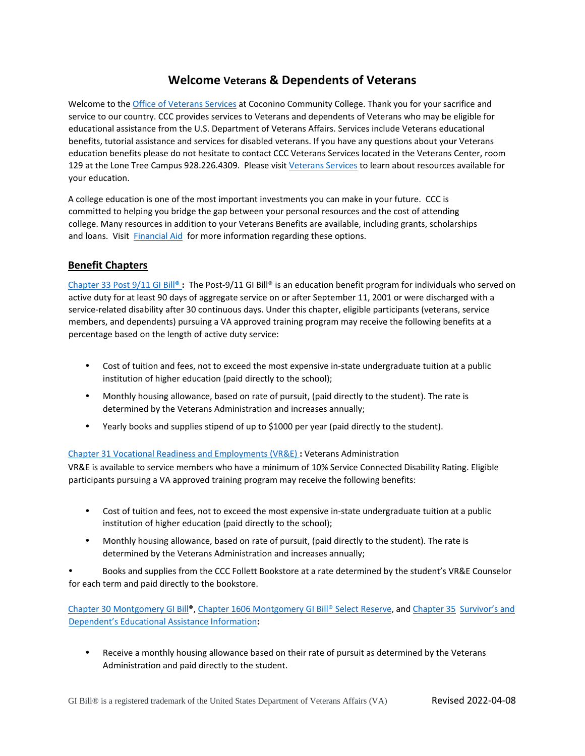# Welcome Veterans & Dependents of Veterans

Welcome to the Office of Veterans Services at Coconino Community College. Thank you for your sacrifice and service to our country. CCC provides services to Veterans and dependents of Veterans who may be eligible for educational assistance from the U.S. Department of Veterans Affairs. Services include Veterans educational benefits, tutorial assistance and services for disabled veterans. If you have any questions about your Veterans education benefits please do not hesitate to contact CCC Veterans Services located in the Veterans Center, room 129 at the Lone Tree Campus 928.226.4309. Please visit Veterans Services to learn about resources available for your education.

A college education is one of the most important investments you can make in your future. CCC is committed to helping you bridge the gap between your personal resources and the cost of attending college. Many resources in addition to your Veterans Benefits are available, including grants, scholarships and loans. Visit Financial Aid for more information regarding these options.

## Benefit Chapters

Chapter 33 Post 9/11 GI Bill® **:** The Post-9/11 GI Bill® is an education benefit program for individuals who served on active duty for at least 90 days of aggregate service on or after September 11, 2001 or were discharged with a service-related disability after 30 continuous days. Under this chapter, eligible participants (veterans, service members, and dependents) pursuing a VA approved training program may receive the following benefits at a percentage based on the length of active duty service:

- Cost of tuition and fees, not to exceed the most expensive in-state undergraduate tuition at a public institution of higher education (paid directly to the school);
- Monthly housing allowance, based on rate of pursuit, (paid directly to the student). The rate is determined by the Veterans Administration and increases annually;
- Yearly books and supplies stipend of up to $1000 per year (paid directly to the student).

Chapter 31 Vocational Readiness and Employments (VR&E) **:** Veterans Administration
VR&E is available to service members who have a minimum of 10% Service Connected Disability Rating. Eligible participants pursuing a VA approved training program may receive the following benefits:

- Cost of tuition and fees, not to exceed the most expensive in-state undergraduate tuition at a public institution of higher education (paid directly to the school);
- Monthly housing allowance, based on rate of pursuit, (paid directly to the student). The rate is determined by the Veterans Administration and increases annually;
- Books and supplies from the CCC Follett Bookstore at a rate determined by the student's VR&E Counselor for each term and paid directly to the bookstore.

Chapter 30 Montgomery GI Bill®, Chapter 1606 Montgomery GI Bill® Select Reserve, and Chapter 35 Survivor's and Dependent's Educational Assistance Information**:**

- Receive a monthly housing allowance based on their rate of pursuit as determined by the Veterans Administration and paid directly to the student.

GI Bill® is a registered trademark of the United States Department of Veterans Affairs (VA) Revised 2022-04-08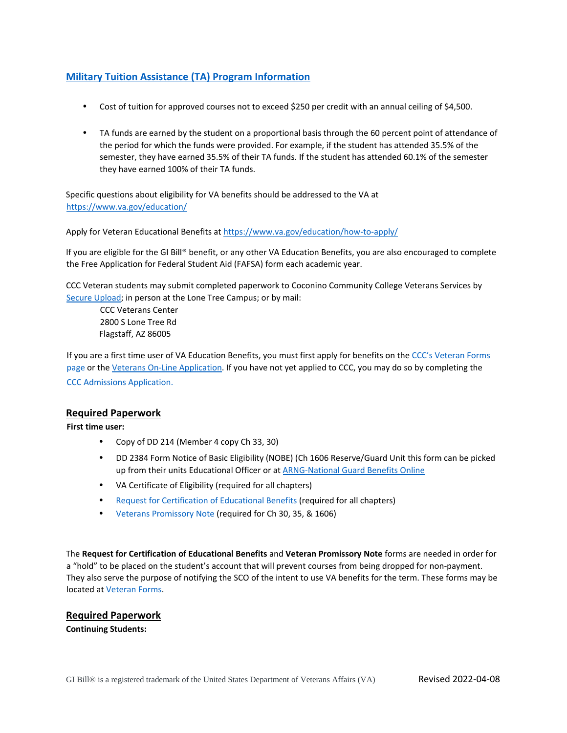## Military Tuition Assistance (TA) Program Information

- Cost of tuition for approved courses not to exceed $250 per credit with an annual ceiling of $4,500.
- TA funds are earned by the student on a proportional basis through the 60 percent point of attendance of the period for which the funds were provided. For example, if the student has attended 35.5% of the semester, they have earned 35.5% of their TA funds. If the student has attended 60.1% of the semester they have earned 100% of their TA funds.

Specific questions about eligibility for VA benefits should be addressed to the VA at https://www.va.gov/education/

Apply for Veteran Educational Benefits at https://www.va.gov/education/how-to-apply/

If you are eligible for the GI Bill® benefit, or any other VA Education Benefits, you are also encouraged to complete the Free Application for Federal Student Aid (FAFSA) form each academic year.

CCC Veteran students may submit completed paperwork to Coconino Community College Veterans Services by Secure Upload; in person at the Lone Tree Campus; or by mail:

CCC Veterans Center
2800 S Lone Tree Rd
Flagstaff, AZ 86005

If you are a first time user of VA Education Benefits, you must first apply for benefits on the CCC's Veteran Forms page or the Veterans On-Line Application. If you have not yet applied to CCC, you may do so by completing the CCC Admissions Application.

## Required Paperwork

**First time user:**

- Copy of DD 214 (Member 4 copy Ch 33, 30)
- DD 2384 Form Notice of Basic Eligibility (NOBE) (Ch 1606 Reserve/Guard Unit this form can be picked up from their units Educational Officer or at ARNG-National Guard Benefits Online
- VA Certificate of Eligibility (required for all chapters)
- Request for Certification of Educational Benefits (required for all chapters)
- Veterans Promissory Note (required for Ch 30, 35, & 1606)

The **Request for Certification of Educational Benefits** and **Veteran Promissory Note** forms are needed in order for a "hold" to be placed on the student's account that will prevent courses from being dropped for non-payment. They also serve the purpose of notifying the SCO of the intent to use VA benefits for the term. These forms may be located at Veteran Forms.

## Required Paperwork

**Continuing Students:**

GI Bill® is a registered trademark of the United States Department of Veterans Affairs (VA)

Revised 2022-04-08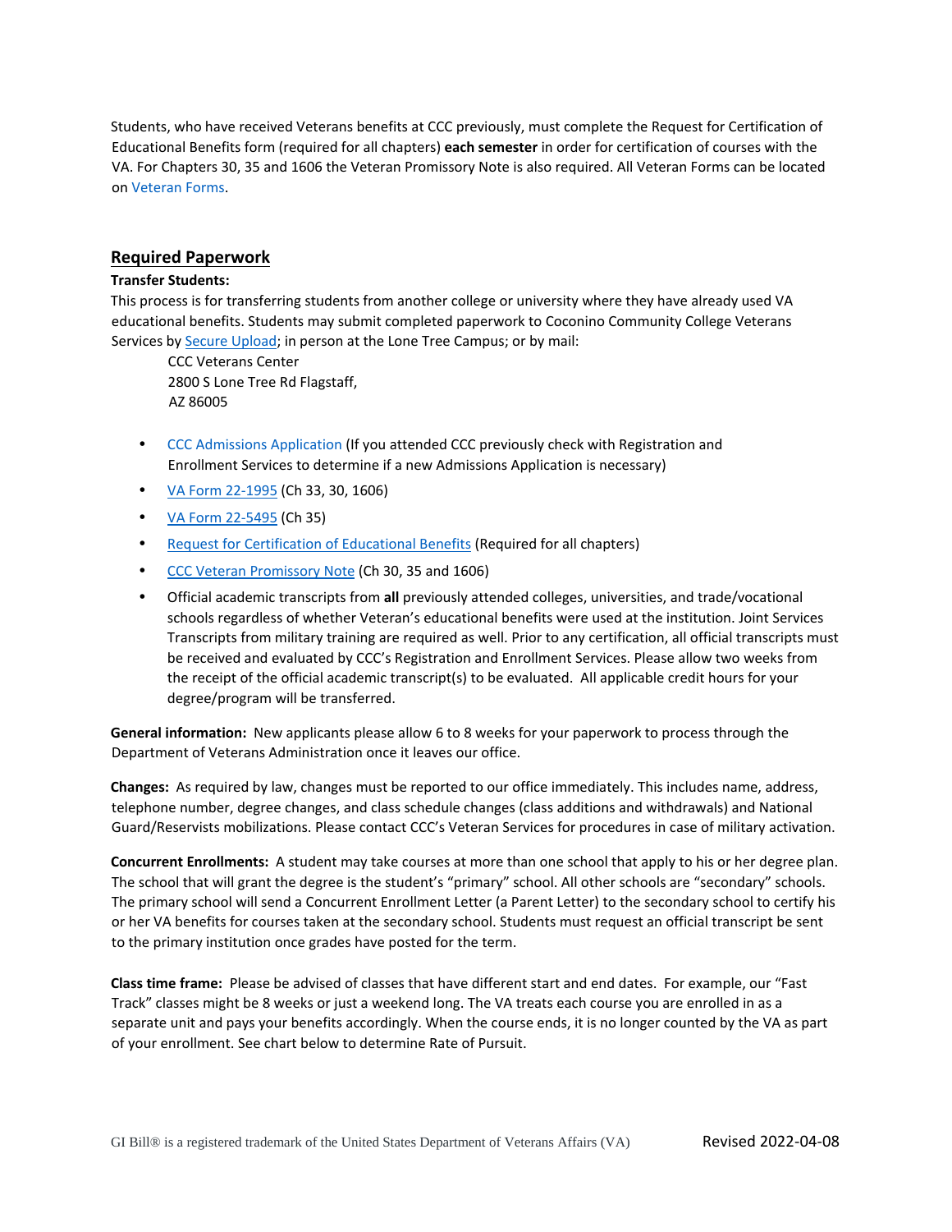Students, who have received Veterans benefits at CCC previously, must complete the Request for Certification of Educational Benefits form (required for all chapters) **each semester** in order for certification of courses with the VA. For Chapters 30, 35 and 1606 the Veteran Promissory Note is also required. All Veteran Forms can be located on Veteran Forms.

## Required Paperwork

**Transfer Students:**
This process is for transferring students from another college or university where they have already used VA educational benefits. Students may submit completed paperwork to Coconino Community College Veterans Services by Secure Upload; in person at the Lone Tree Campus; or by mail:

CCC Veterans Center
2800 S Lone Tree Rd Flagstaff,
AZ 86005

- CCC Admissions Application (If you attended CCC previously check with Registration and Enrollment Services to determine if a new Admissions Application is necessary)
- VA Form 22-1995 (Ch 33, 30, 1606)
- VA Form 22-5495 (Ch 35)
- Request for Certification of Educational Benefits (Required for all chapters)
- CCC Veteran Promissory Note (Ch 30, 35 and 1606)
- Official academic transcripts from **all** previously attended colleges, universities, and trade/vocational schools regardless of whether Veteran's educational benefits were used at the institution. Joint Services Transcripts from military training are required as well. Prior to any certification, all official transcripts must be received and evaluated by CCC's Registration and Enrollment Services. Please allow two weeks from the receipt of the official academic transcript(s) to be evaluated. All applicable credit hours for your degree/program will be transferred.

**General information:** New applicants please allow 6 to 8 weeks for your paperwork to process through the Department of Veterans Administration once it leaves our office.

**Changes:** As required by law, changes must be reported to our office immediately. This includes name, address, telephone number, degree changes, and class schedule changes (class additions and withdrawals) and National Guard/Reservists mobilizations. Please contact CCC's Veteran Services for procedures in case of military activation.

**Concurrent Enrollments:** A student may take courses at more than one school that apply to his or her degree plan. The school that will grant the degree is the student's "primary" school. All other schools are "secondary" schools. The primary school will send a Concurrent Enrollment Letter (a Parent Letter) to the secondary school to certify his or her VA benefits for courses taken at the secondary school. Students must request an official transcript be sent to the primary institution once grades have posted for the term.

**Class time frame:** Please be advised of classes that have different start and end dates. For example, our "Fast Track" classes might be 8 weeks or just a weekend long. The VA treats each course you are enrolled in as a separate unit and pays your benefits accordingly. When the course ends, it is no longer counted by the VA as part of your enrollment. See chart below to determine Rate of Pursuit.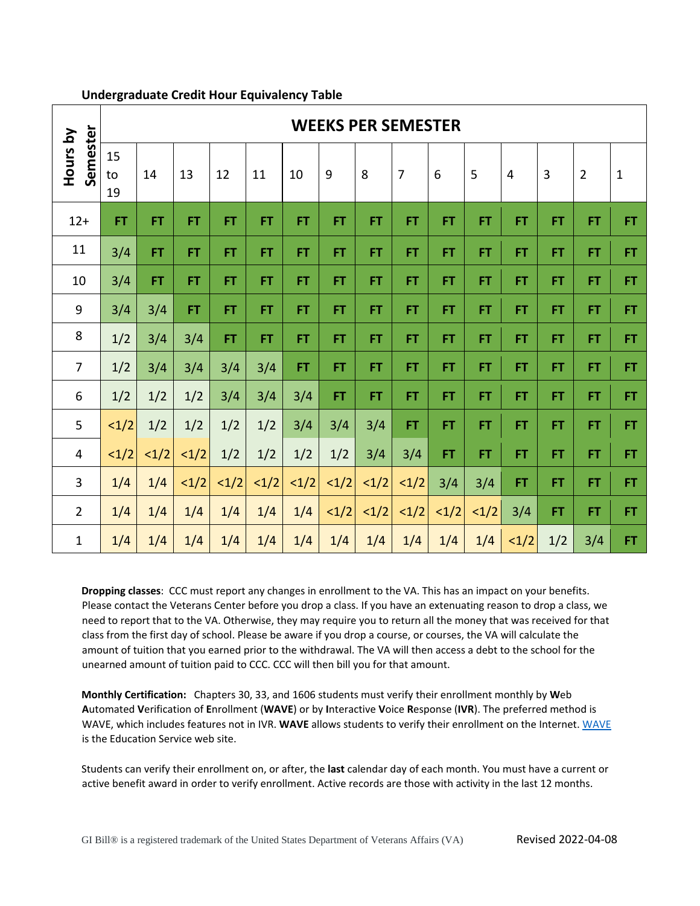## Undergraduate Credit Hour Equivalency Table

| Hours by Semester | WEEKS PER SEMESTER | | | | | | | | | | | | | | |
|---|---|---|---|---|---|---|---|---|---|---|---|---|---|---|---|
| | 15 to 19 | 14 | 13 | 12 | 11 | 10 | 9 | 8 | 7 | 6 | 5 | 4 | 3 | 2 | 1 |
| 12+ | FT | FT | FT | FT | FT | FT | FT | FT | FT | FT | FT | FT | FT | FT | FT |
| 11 | 3/4 | FT | FT | FT | FT | FT | FT | FT | FT | FT | FT | FT | FT | FT | FT |
| 10 | 3/4 | FT | FT | FT | FT | FT | FT | FT | FT | FT | FT | FT | FT | FT | FT |
| 9 | 3/4 | 3/4 | FT | FT | FT | FT | FT | FT | FT | FT | FT | FT | FT | FT | FT |
| 8 | 1/2 | 3/4 | 3/4 | FT | FT | FT | FT | FT | FT | FT | FT | FT | FT | FT | FT |
| 7 | 1/2 | 3/4 | 3/4 | 3/4 | 3/4 | FT | FT | FT | FT | FT | FT | FT | FT | FT | FT |
| 6 | 1/2 | 1/2 | 1/2 | 3/4 | 3/4 | 3/4 | FT | FT | FT | FT | FT | FT | FT | FT | FT |
| 5 | <1/2 | 1/2 | 1/2 | 1/2 | 1/2 | 3/4 | 3/4 | 3/4 | FT | FT | FT | FT | FT | FT | FT |
| 4 | <1/2 | <1/2 | <1/2 | 1/2 | 1/2 | 1/2 | 1/2 | 3/4 | 3/4 | FT | FT | FT | FT | FT | FT |
| 3 | 1/4 | 1/4 | <1/2 | <1/2 | <1/2 | <1/2 | <1/2 | <1/2 | <1/2 | 3/4 | 3/4 | FT | FT | FT | FT |
| 2 | 1/4 | 1/4 | 1/4 | 1/4 | 1/4 | 1/4 | <1/2 | <1/2 | <1/2 | <1/2 | <1/2 | 3/4 | FT | FT | FT |
| 1 | 1/4 | 1/4 | 1/4 | 1/4 | 1/4 | 1/4 | 1/4 | 1/4 | 1/4 | 1/4 | 1/4 | <1/2 | 1/2 | 3/4 | FT |

**Dropping classes**: CCC must report any changes in enrollment to the VA. This has an impact on your benefits. Please contact the Veterans Center before you drop a class. If you have an extenuating reason to drop a class, we need to report that to the VA. Otherwise, they may require you to return all the money that was received for that class from the first day of school. Please be aware if you drop a course, or courses, the VA will calculate the amount of tuition that you earned prior to the withdrawal. The VA will then access a debt to the school for the unearned amount of tuition paid to CCC. CCC will then bill you for that amount.

**Monthly Certification:** Chapters 30, 33, and 1606 students must verify their enrollment monthly by **W**eb **A**utomated **V**erification of **E**nrollment (**WAVE**) or by **I**nteractive **V**oice **R**esponse (**IVR**). The preferred method is WAVE, which includes features not in IVR. **WAVE** allows students to verify their enrollment on the Internet. WAVE is the Education Service web site.

Students can verify their enrollment on, or after, the **last** calendar day of each month. You must have a current or active benefit award in order to verify enrollment. Active records are those with activity in the last 12 months.

GI Bill® is a registered trademark of the United States Department of Veterans Affairs (VA) Revised 2022-04-08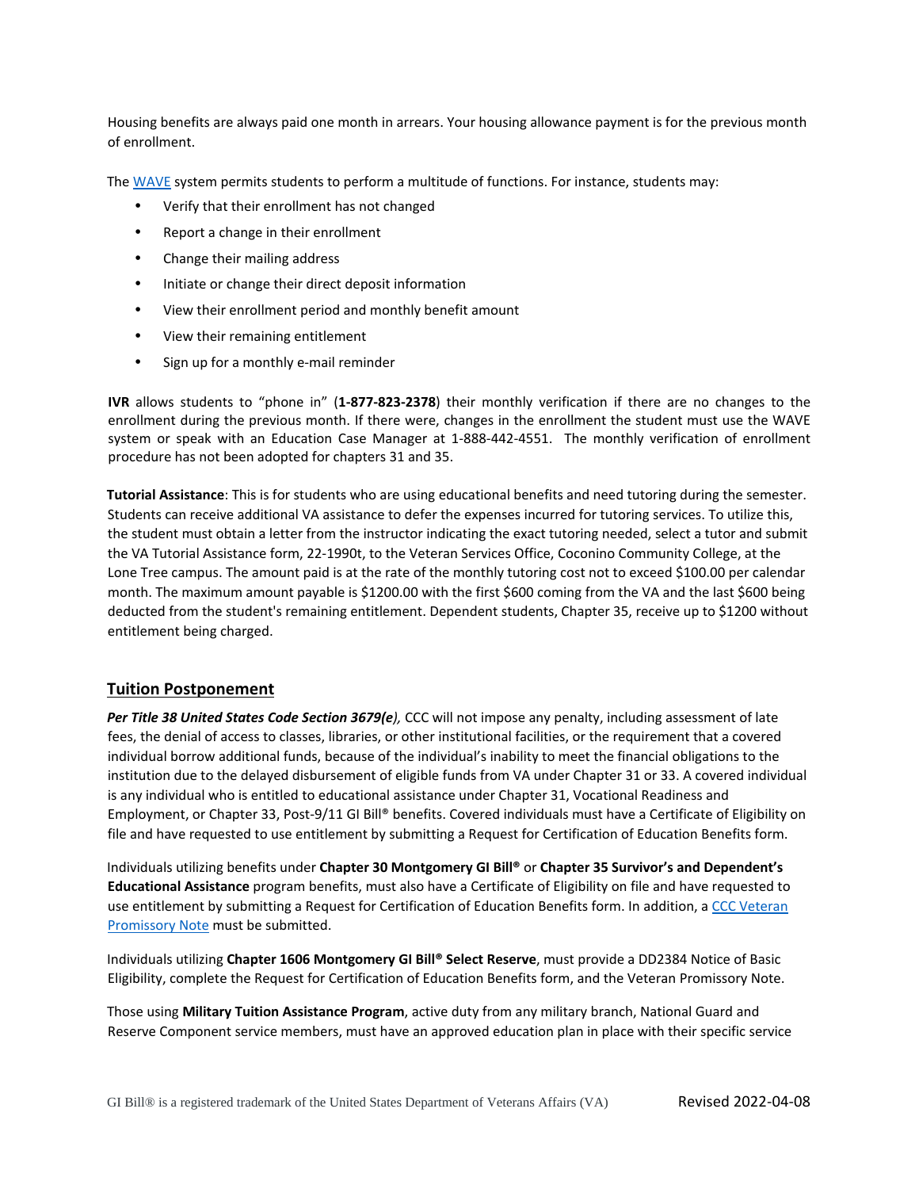Housing benefits are always paid one month in arrears. Your housing allowance payment is for the previous month of enrollment.

The [WAVE](WAVE) system permits students to perform a multitude of functions. For instance, students may:

- Verify that their enrollment has not changed
- Report a change in their enrollment
- Change their mailing address
- Initiate or change their direct deposit information
- View their enrollment period and monthly benefit amount
- View their remaining entitlement
- Sign up for a monthly e-mail reminder

**IVR** allows students to "phone in" (**1-877-823-2378**) their monthly verification if there are no changes to the enrollment during the previous month. If there were, changes in the enrollment the student must use the WAVE system or speak with an Education Case Manager at 1-888-442-4551. The monthly verification of enrollment procedure has not been adopted for chapters 31 and 35.

**Tutorial Assistance**: This is for students who are using educational benefits and need tutoring during the semester. Students can receive additional VA assistance to defer the expenses incurred for tutoring services. To utilize this, the student must obtain a letter from the instructor indicating the exact tutoring needed, select a tutor and submit the VA Tutorial Assistance form, 22-1990t, to the Veteran Services Office, Coconino Community College, at the Lone Tree campus. The amount paid is at the rate of the monthly tutoring cost not to exceed $100.00 per calendar month. The maximum amount payable is $1200.00 with the first $600 coming from the VA and the last $600 being deducted from the student's remaining entitlement. Dependent students, Chapter 35, receive up to $1200 without entitlement being charged.

## Tuition Postponement

***Per Title 38 United States Code Section 3679(e)**,* CCC will not impose any penalty, including assessment of late fees, the denial of access to classes, libraries, or other institutional facilities, or the requirement that a covered individual borrow additional funds, because of the individual's inability to meet the financial obligations to the institution due to the delayed disbursement of eligible funds from VA under Chapter 31 or 33. A covered individual is any individual who is entitled to educational assistance under Chapter 31, Vocational Readiness and Employment, or Chapter 33, Post-9/11 GI Bill® benefits. Covered individuals must have a Certificate of Eligibility on file and have requested to use entitlement by submitting a Request for Certification of Education Benefits form.

Individuals utilizing benefits under **Chapter 30 Montgomery GI Bill®** or **Chapter 35 Survivor's and Dependent's Educational Assistance** program benefits, must also have a Certificate of Eligibility on file and have requested to use entitlement by submitting a Request for Certification of Education Benefits form. In addition, a [CCC Veteran Promissory Note](CCC Veteran Promissory Note) must be submitted.

Individuals utilizing **Chapter 1606 Montgomery GI Bill® Select Reserve**, must provide a DD2384 Notice of Basic Eligibility, complete the Request for Certification of Education Benefits form, and the Veteran Promissory Note.

Those using **Military Tuition Assistance Program**, active duty from any military branch, National Guard and Reserve Component service members, must have an approved education plan in place with their specific service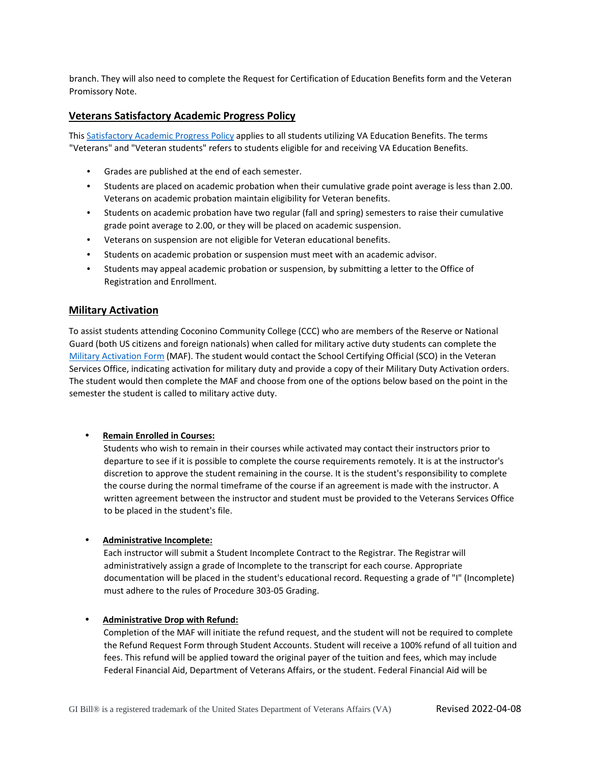branch. They will also need to complete the Request for Certification of Education Benefits form and the Veteran Promissory Note.

## Veterans Satisfactory Academic Progress Policy

This Satisfactory Academic Progress Policy applies to all students utilizing VA Education Benefits. The terms "Veterans" and "Veteran students" refers to students eligible for and receiving VA Education Benefits.

- Grades are published at the end of each semester.
- Students are placed on academic probation when their cumulative grade point average is less than 2.00. Veterans on academic probation maintain eligibility for Veteran benefits.
- Students on academic probation have two regular (fall and spring) semesters to raise their cumulative grade point average to 2.00, or they will be placed on academic suspension.
- Veterans on suspension are not eligible for Veteran educational benefits.
- Students on academic probation or suspension must meet with an academic advisor.
- Students may appeal academic probation or suspension, by submitting a letter to the Office of Registration and Enrollment.

## Military Activation

To assist students attending Coconino Community College (CCC) who are members of the Reserve or National Guard (both US citizens and foreign nationals) when called for military active duty students can complete the Military Activation Form (MAF). The student would contact the School Certifying Official (SCO) in the Veteran Services Office, indicating activation for military duty and provide a copy of their Military Duty Activation orders. The student would then complete the MAF and choose from one of the options below based on the point in the semester the student is called to military active duty.

- **Remain Enrolled in Courses:**
  Students who wish to remain in their courses while activated may contact their instructors prior to departure to see if it is possible to complete the course requirements remotely. It is at the instructor's discretion to approve the student remaining in the course. It is the student's responsibility to complete the course during the normal timeframe of the course if an agreement is made with the instructor. A written agreement between the instructor and student must be provided to the Veterans Services Office to be placed in the student's file.

- **Administrative Incomplete:**
  Each instructor will submit a Student Incomplete Contract to the Registrar. The Registrar will administratively assign a grade of Incomplete to the transcript for each course. Appropriate documentation will be placed in the student's educational record. Requesting a grade of "I" (Incomplete) must adhere to the rules of Procedure 303-05 Grading.

- **Administrative Drop with Refund:**
  Completion of the MAF will initiate the refund request, and the student will not be required to complete the Refund Request Form through Student Accounts. Student will receive a 100% refund of all tuition and fees. This refund will be applied toward the original payer of the tuition and fees, which may include Federal Financial Aid, Department of Veterans Affairs, or the student. Federal Financial Aid will be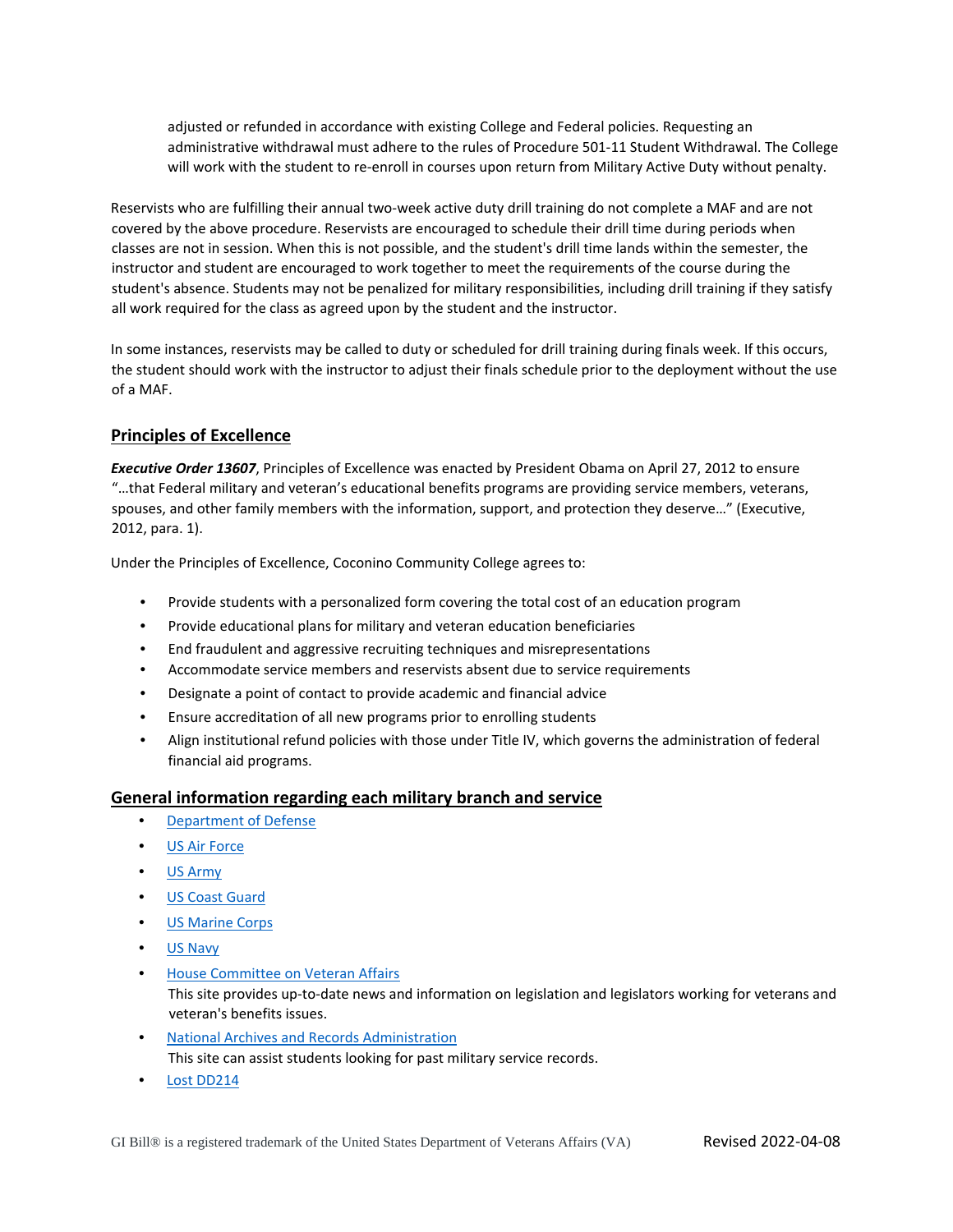adjusted or refunded in accordance with existing College and Federal policies. Requesting an administrative withdrawal must adhere to the rules of Procedure 501-11 Student Withdrawal. The College will work with the student to re-enroll in courses upon return from Military Active Duty without penalty.

Reservists who are fulfilling their annual two-week active duty drill training do not complete a MAF and are not covered by the above procedure. Reservists are encouraged to schedule their drill time during periods when classes are not in session. When this is not possible, and the student's drill time lands within the semester, the instructor and student are encouraged to work together to meet the requirements of the course during the student's absence. Students may not be penalized for military responsibilities, including drill training if they satisfy all work required for the class as agreed upon by the student and the instructor.

In some instances, reservists may be called to duty or scheduled for drill training during finals week. If this occurs, the student should work with the instructor to adjust their finals schedule prior to the deployment without the use of a MAF.

## Principles of Excellence

***Executive Order 13607***, Principles of Excellence was enacted by President Obama on April 27, 2012 to ensure "…that Federal military and veteran's educational benefits programs are providing service members, veterans, spouses, and other family members with the information, support, and protection they deserve…" (Executive, 2012, para. 1).

Under the Principles of Excellence, Coconino Community College agrees to:

- Provide students with a personalized form covering the total cost of an education program
- Provide educational plans for military and veteran education beneficiaries
- End fraudulent and aggressive recruiting techniques and misrepresentations
- Accommodate service members and reservists absent due to service requirements
- Designate a point of contact to provide academic and financial advice
- Ensure accreditation of all new programs prior to enrolling students
- Align institutional refund policies with those under Title IV, which governs the administration of federal financial aid programs.

## General information regarding each military branch and service

- Department of Defense
- US Air Force
- US Army
- US Coast Guard
- US Marine Corps
- US Navy
- House Committee on Veteran Affairs
  This site provides up-to-date news and information on legislation and legislators working for veterans and veteran's benefits issues.
- National Archives and Records Administration
  This site can assist students looking for past military service records.
- Lost DD214

GI Bill® is a registered trademark of the United States Department of Veterans Affairs (VA) Revised 2022-04-08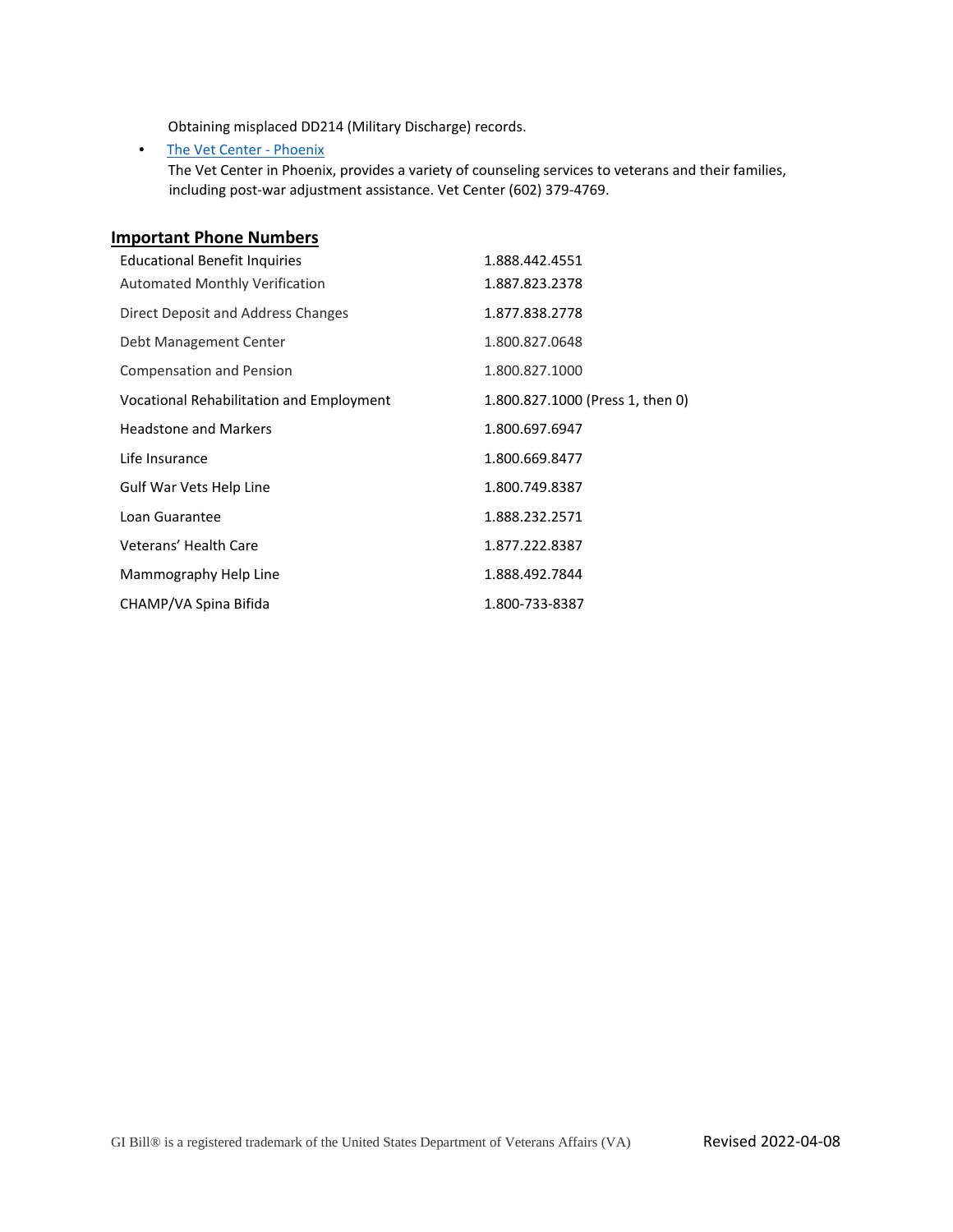Obtaining misplaced DD214 (Military Discharge) records.

- [The Vet Center - Phoenix](#)
  The Vet Center in Phoenix, provides a variety of counseling services to veterans and their families, including post-war adjustment assistance. Vet Center (602) 379-4769.

## Important Phone Numbers

| | |
|---|---|
| Educational Benefit Inquiries | 1.888.442.4551 |
| Automated Monthly Verification | 1.887.823.2378 |
| Direct Deposit and Address Changes | 1.877.838.2778 |
| Debt Management Center | 1.800.827.0648 |
| Compensation and Pension | 1.800.827.1000 |
| Vocational Rehabilitation and Employment | 1.800.827.1000 (Press 1, then 0) |
| Headstone and Markers | 1.800.697.6947 |
| Life Insurance | 1.800.669.8477 |
| Gulf War Vets Help Line | 1.800.749.8387 |
| Loan Guarantee | 1.888.232.2571 |
| Veterans' Health Care | 1.877.222.8387 |
| Mammography Help Line | 1.888.492.7844 |
| CHAMP/VA Spina Bifida | 1.800-733-8387 |

GI Bill® is a registered trademark of the United States Department of Veterans Affairs (VA) Revised 2022-04-08